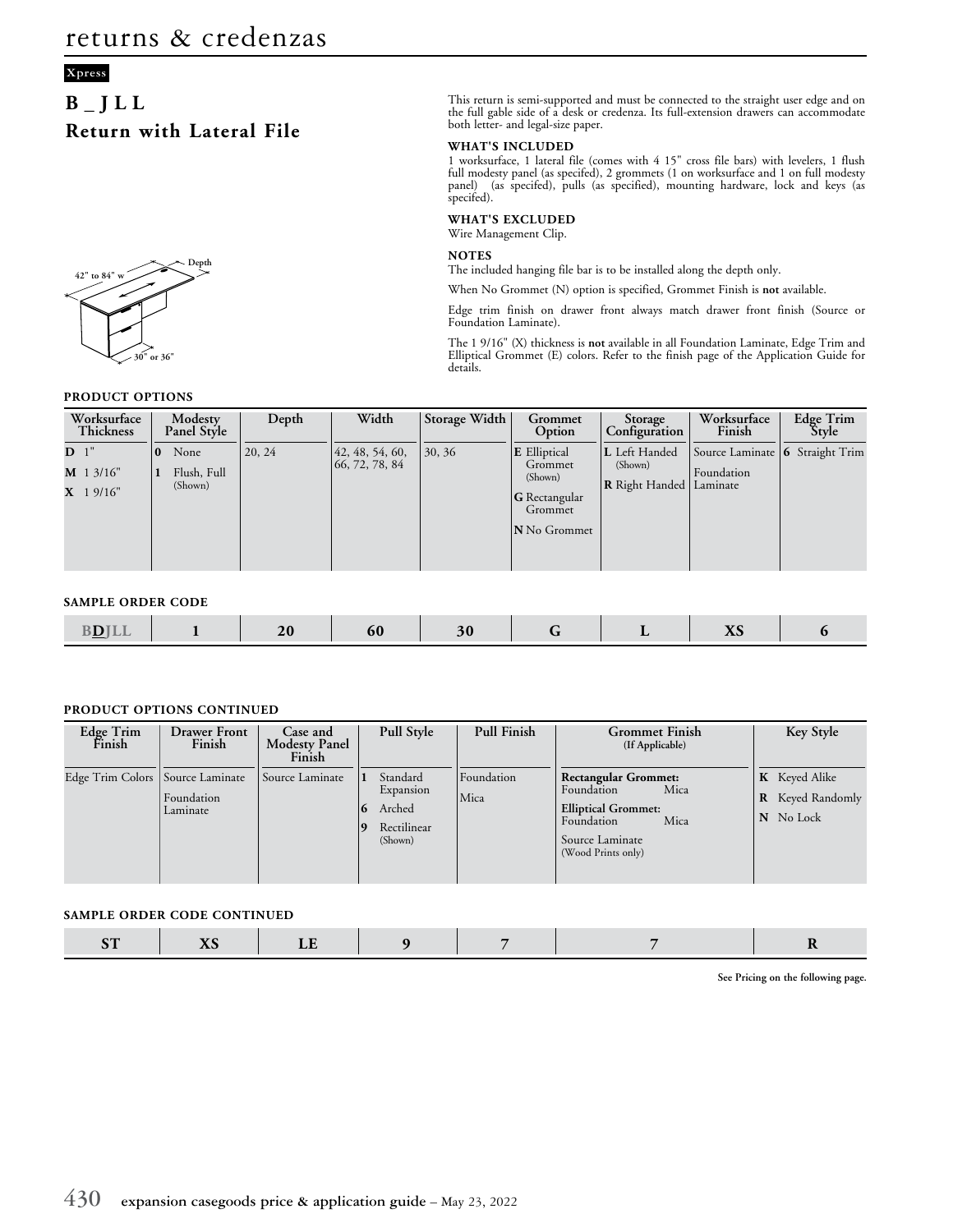# returns & credenzas

Xpress

## B _ J L L
## Return with Lateral File

This return is semi-supported and must be connected to the straight user edge and on the full gable side of a desk or credenza. Its full-extension drawers can accommodate both letter- and legal-size paper.

**WHAT'S INCLUDED**

1 worksurface, 1 lateral file (comes with 4 15" cross file bars) with levelers, 1 flush full modesty panel (as specifed), 2 grommets (1 on worksurface and 1 on full modesty panel) (as specifed), pulls (as specified), mounting hardware, lock and keys (as specifed).

**WHAT'S EXCLUDED**

Wire Management Clip.

**NOTES**

The included hanging file bar is to be installed along the depth only.

When No Grommet (N) option is specified, Grommet Finish is **not** available.

Edge trim finish on drawer front always match drawer front finish (Source or Foundation Laminate).

The 1 9/16" (X) thickness is **not** available in all Foundation Laminate, Edge Trim and Elliptical Grommet (E) colors. Refer to the finish page of the Application Guide for details.

42" to 84" w — Depth — 30" or 36"

### PRODUCT OPTIONS

| Worksurface Thickness | Modesty Panel Style | Depth | Width | Storage Width | Grommet Option | Storage Configuration | Worksurface Finish | Edge Trim Style |
|---|---|---|---|---|---|---|---|---|
| **D** 1"<br>**M** 1 3/16"<br>**X** 1 9/16" | **0** None<br>**1** Flush, Full (Shown) | 20, 24 | 42, 48, 54, 60, 66, 72, 78, 84 | 30, 36 | **E** Elliptical Grommet (Shown)<br>**G** Rectangular Grommet<br>**N** No Grommet | **L** Left Handed (Shown)<br>**R** Right Handed | Source Laminate<br>Foundation Laminate | **6** Straight Trim |

### SAMPLE ORDER CODE

| B**D**JLL | 1 | 20 | 60 | 30 | G | L | XS | 6 |
|---|---|---|---|---|---|---|---|---|

### PRODUCT OPTIONS CONTINUED

| Edge Trim Finish | Drawer Front Finish | Case and Modesty Panel Finish | Pull Style | Pull Finish | Grommet Finish (If Applicable) | Key Style |
|---|---|---|---|---|---|---|
| Edge Trim Colors | Source Laminate<br>Foundation Laminate | Source Laminate | **1** Standard Expansion<br>**6** Arched<br>**9** Rectilinear (Shown) | Foundation<br>Mica | **Rectangular Grommet:** Foundation Mica<br>**Elliptical Grommet:** Foundation Mica<br>Source Laminate (Wood Prints only) | **K** Keyed Alike<br>**R** Keyed Randomly<br>**N** No Lock |

### SAMPLE ORDER CODE CONTINUED

| ST | XS | LE | 9 | 7 | 7 | R |
|---|---|---|---|---|---|---|

**See Pricing on the following page.**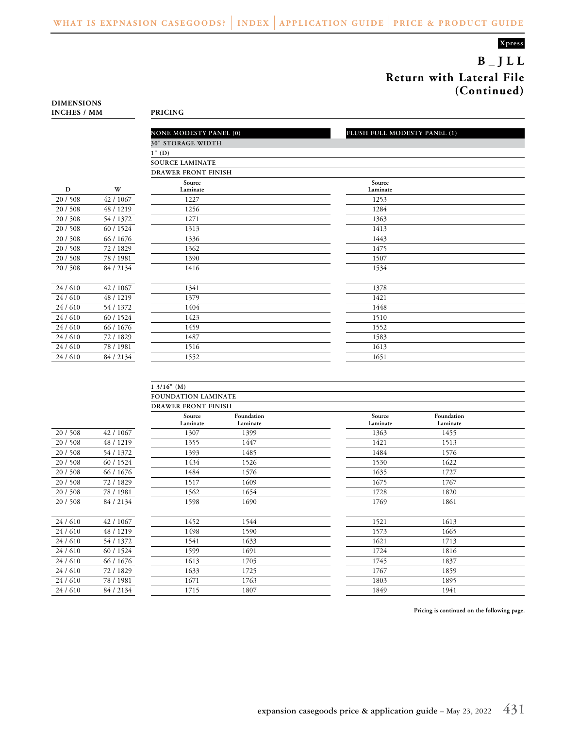Xpress

# B _ J L L
## Return with Lateral File (Continued)

**DIMENSIONS INCHES / MM**

**PRICING**

| | | NONE MODESTY PANEL (0) | FLUSH FULL MODESTY PANEL (1) |
|---|---|---|---|
| | | 30" STORAGE WIDTH | |
| | | 1" (D) | |
| | | SOURCE LAMINATE | |
| | | DRAWER FRONT FINISH | |
| D | W | Source Laminate | Source Laminate |
| 20 / 508 | 42 / 1067 | 1227 | 1253 |
| 20 / 508 | 48 / 1219 | 1256 | 1284 |
| 20 / 508 | 54 / 1372 | 1271 | 1363 |
| 20 / 508 | 60 / 1524 | 1313 | 1413 |
| 20 / 508 | 66 / 1676 | 1336 | 1443 |
| 20 / 508 | 72 / 1829 | 1362 | 1475 |
| 20 / 508 | 78 / 1981 | 1390 | 1507 |
| 20 / 508 | 84 / 2134 | 1416 | 1534 |
| 24 / 610 | 42 / 1067 | 1341 | 1378 |
| 24 / 610 | 48 / 1219 | 1379 | 1421 |
| 24 / 610 | 54 / 1372 | 1404 | 1448 |
| 24 / 610 | 60 / 1524 | 1423 | 1510 |
| 24 / 610 | 66 / 1676 | 1459 | 1552 |
| 24 / 610 | 72 / 1829 | 1487 | 1583 |
| 24 / 610 | 78 / 1981 | 1516 | 1613 |
| 24 / 610 | 84 / 2134 | 1552 | 1651 |

| | | 1 3/16" (M) | | | |
|---|---|---|---|---|---|
| | | FOUNDATION LAMINATE | | | |
| | | DRAWER FRONT FINISH | | | |
| D | W | Source Laminate | Foundation Laminate | Source Laminate | Foundation Laminate |
| 20 / 508 | 42 / 1067 | 1307 | 1399 | 1363 | 1455 |
| 20 / 508 | 48 / 1219 | 1355 | 1447 | 1421 | 1513 |
| 20 / 508 | 54 / 1372 | 1393 | 1485 | 1484 | 1576 |
| 20 / 508 | 60 / 1524 | 1434 | 1526 | 1530 | 1622 |
| 20 / 508 | 66 / 1676 | 1484 | 1576 | 1635 | 1727 |
| 20 / 508 | 72 / 1829 | 1517 | 1609 | 1675 | 1767 |
| 20 / 508 | 78 / 1981 | 1562 | 1654 | 1728 | 1820 |
| 20 / 508 | 84 / 2134 | 1598 | 1690 | 1769 | 1861 |
| 24 / 610 | 42 / 1067 | 1452 | 1544 | 1521 | 1613 |
| 24 / 610 | 48 / 1219 | 1498 | 1590 | 1573 | 1665 |
| 24 / 610 | 54 / 1372 | 1541 | 1633 | 1621 | 1713 |
| 24 / 610 | 60 / 1524 | 1599 | 1691 | 1724 | 1816 |
| 24 / 610 | 66 / 1676 | 1613 | 1705 | 1745 | 1837 |
| 24 / 610 | 72 / 1829 | 1633 | 1725 | 1767 | 1859 |
| 24 / 610 | 78 / 1981 | 1671 | 1763 | 1803 | 1895 |
| 24 / 610 | 84 / 2134 | 1715 | 1807 | 1849 | 1941 |

**Pricing is continued on the following page.**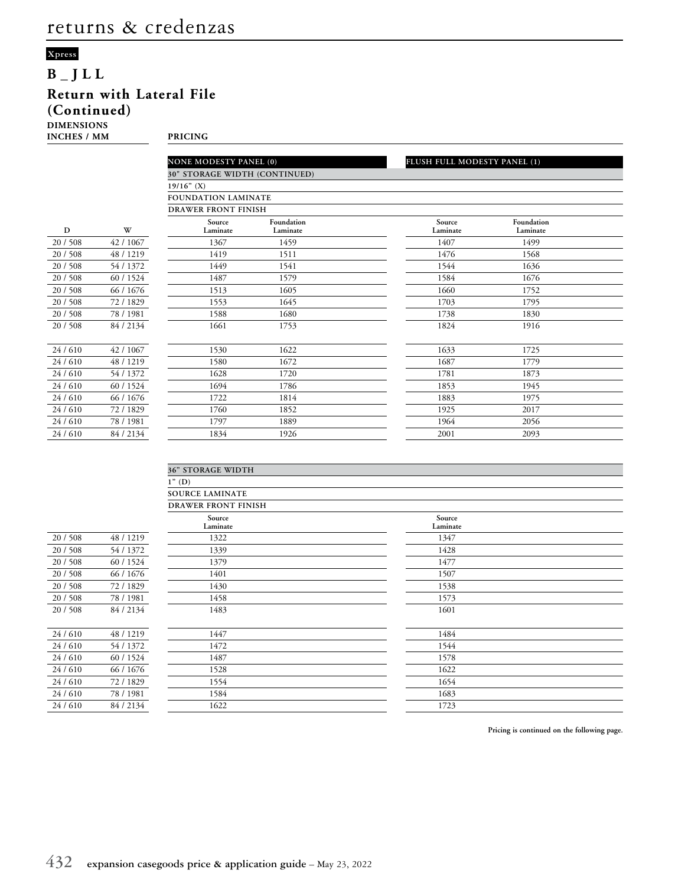# returns & credenzas

Xpress

## B _ J L L

### Return with Lateral File (Continued)

| DIMENSIONS INCHES / MM | | PRICING | | | |
|---|---|---|---|---|---|
| | | NONE MODESTY PANEL (0) | | FLUSH FULL MODESTY PANEL (1) | |
| | | 30" STORAGE WIDTH (CONTINUED) | | | |
| | | 19/16" (X) | | | |
| | | FOUNDATION LAMINATE | | | |
| | | DRAWER FRONT FINISH | | | |
| D | W | Source Laminate | Foundation Laminate | Source Laminate | Foundation Laminate |
| 20 / 508 | 42 / 1067 | 1367 | 1459 | 1407 | 1499 |
| 20 / 508 | 48 / 1219 | 1419 | 1511 | 1476 | 1568 |
| 20 / 508 | 54 / 1372 | 1449 | 1541 | 1544 | 1636 |
| 20 / 508 | 60 / 1524 | 1487 | 1579 | 1584 | 1676 |
| 20 / 508 | 66 / 1676 | 1513 | 1605 | 1660 | 1752 |
| 20 / 508 | 72 / 1829 | 1553 | 1645 | 1703 | 1795 |
| 20 / 508 | 78 / 1981 | 1588 | 1680 | 1738 | 1830 |
| 20 / 508 | 84 / 2134 | 1661 | 1753 | 1824 | 1916 |
| 24 / 610 | 42 / 1067 | 1530 | 1622 | 1633 | 1725 |
| 24 / 610 | 48 / 1219 | 1580 | 1672 | 1687 | 1779 |
| 24 / 610 | 54 / 1372 | 1628 | 1720 | 1781 | 1873 |
| 24 / 610 | 60 / 1524 | 1694 | 1786 | 1853 | 1945 |
| 24 / 610 | 66 / 1676 | 1722 | 1814 | 1883 | 1975 |
| 24 / 610 | 72 / 1829 | 1760 | 1852 | 1925 | 2017 |
| 24 / 610 | 78 / 1981 | 1797 | 1889 | 1964 | 2056 |
| 24 / 610 | 84 / 2134 | 1834 | 1926 | 2001 | 2093 |

| D | W | 36" STORAGE WIDTH | |
|---|---|---|---|
| | | 1" (D) | |
| | | SOURCE LAMINATE | |
| | | DRAWER FRONT FINISH | |
| | | Source Laminate | Source Laminate |
| 20 / 508 | 48 / 1219 | 1322 | 1347 |
| 20 / 508 | 54 / 1372 | 1339 | 1428 |
| 20 / 508 | 60 / 1524 | 1379 | 1477 |
| 20 / 508 | 66 / 1676 | 1401 | 1507 |
| 20 / 508 | 72 / 1829 | 1430 | 1538 |
| 20 / 508 | 78 / 1981 | 1458 | 1573 |
| 20 / 508 | 84 / 2134 | 1483 | 1601 |
| 24 / 610 | 48 / 1219 | 1447 | 1484 |
| 24 / 610 | 54 / 1372 | 1472 | 1544 |
| 24 / 610 | 60 / 1524 | 1487 | 1578 |
| 24 / 610 | 66 / 1676 | 1528 | 1622 |
| 24 / 610 | 72 / 1829 | 1554 | 1654 |
| 24 / 610 | 78 / 1981 | 1584 | 1683 |
| 24 / 610 | 84 / 2134 | 1622 | 1723 |

**Pricing is continued on the following page.**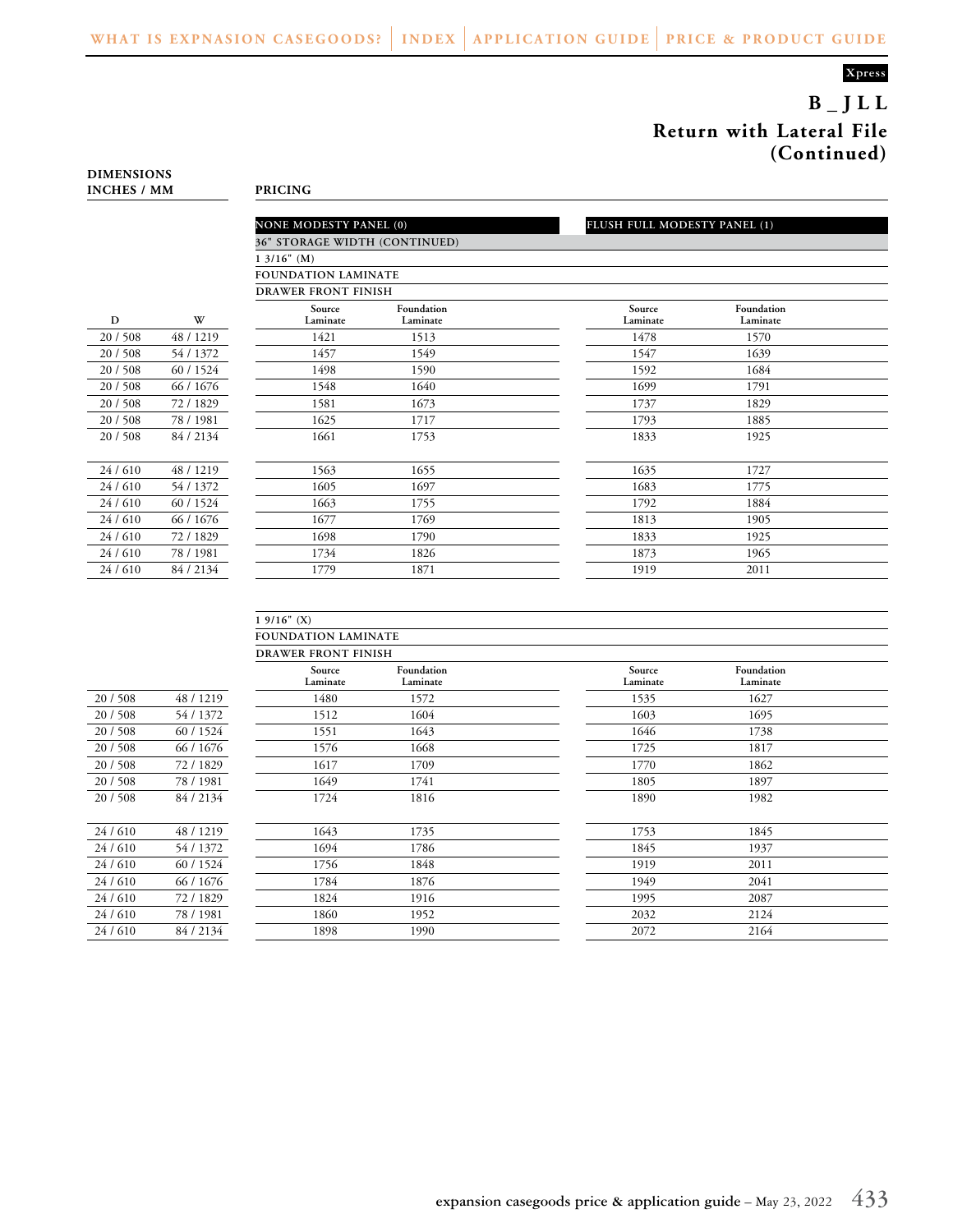Xpress

# B _ J L L
# Return with Lateral File (Continued)

**DIMENSIONS INCHES / MM**

**PRICING**

| | | NONE MODESTY PANEL (0) | | FLUSH FULL MODESTY PANEL (1) | |
|---|---|---|---|---|---|
| | | 36" STORAGE WIDTH (CONTINUED) | | | |
| | | 1 3/16" (M) | | | |
| | | FOUNDATION LAMINATE | | | |
| | | DRAWER FRONT FINISH | | | |
| D | W | Source Laminate | Foundation Laminate | Source Laminate | Foundation Laminate |
| 20 / 508 | 48 / 1219 | 1421 | 1513 | 1478 | 1570 |
| 20 / 508 | 54 / 1372 | 1457 | 1549 | 1547 | 1639 |
| 20 / 508 | 60 / 1524 | 1498 | 1590 | 1592 | 1684 |
| 20 / 508 | 66 / 1676 | 1548 | 1640 | 1699 | 1791 |
| 20 / 508 | 72 / 1829 | 1581 | 1673 | 1737 | 1829 |
| 20 / 508 | 78 / 1981 | 1625 | 1717 | 1793 | 1885 |
| 20 / 508 | 84 / 2134 | 1661 | 1753 | 1833 | 1925 |
| 24 / 610 | 48 / 1219 | 1563 | 1655 | 1635 | 1727 |
| 24 / 610 | 54 / 1372 | 1605 | 1697 | 1683 | 1775 |
| 24 / 610 | 60 / 1524 | 1663 | 1755 | 1792 | 1884 |
| 24 / 610 | 66 / 1676 | 1677 | 1769 | 1813 | 1905 |
| 24 / 610 | 72 / 1829 | 1698 | 1790 | 1833 | 1925 |
| 24 / 610 | 78 / 1981 | 1734 | 1826 | 1873 | 1965 |
| 24 / 610 | 84 / 2134 | 1779 | 1871 | 1919 | 2011 |

| | | 1 9/16" (X) | | | |
|---|---|---|---|---|---|
| | | FOUNDATION LAMINATE | | | |
| | | DRAWER FRONT FINISH | | | |
| D | W | Source Laminate | Foundation Laminate | Source Laminate | Foundation Laminate |
| 20 / 508 | 48 / 1219 | 1480 | 1572 | 1535 | 1627 |
| 20 / 508 | 54 / 1372 | 1512 | 1604 | 1603 | 1695 |
| 20 / 508 | 60 / 1524 | 1551 | 1643 | 1646 | 1738 |
| 20 / 508 | 66 / 1676 | 1576 | 1668 | 1725 | 1817 |
| 20 / 508 | 72 / 1829 | 1617 | 1709 | 1770 | 1862 |
| 20 / 508 | 78 / 1981 | 1649 | 1741 | 1805 | 1897 |
| 20 / 508 | 84 / 2134 | 1724 | 1816 | 1890 | 1982 |
| 24 / 610 | 48 / 1219 | 1643 | 1735 | 1753 | 1845 |
| 24 / 610 | 54 / 1372 | 1694 | 1786 | 1845 | 1937 |
| 24 / 610 | 60 / 1524 | 1756 | 1848 | 1919 | 2011 |
| 24 / 610 | 66 / 1676 | 1784 | 1876 | 1949 | 2041 |
| 24 / 610 | 72 / 1829 | 1824 | 1916 | 1995 | 2087 |
| 24 / 610 | 78 / 1981 | 1860 | 1952 | 2032 | 2124 |
| 24 / 610 | 84 / 2134 | 1898 | 1990 | 2072 | 2164 |